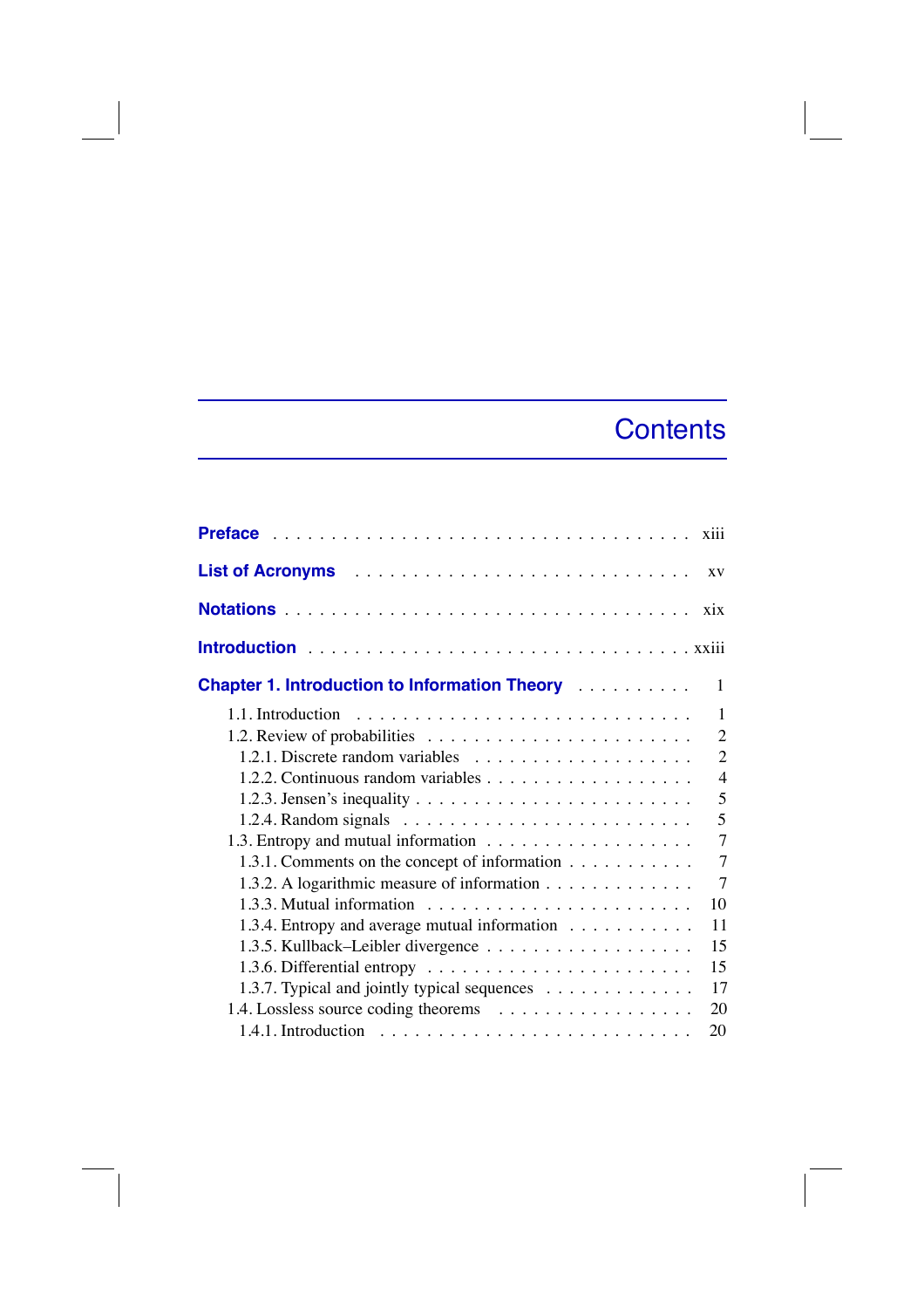# Contents

**Preface** . . . . . . . . . . . . . . . . . . . . . . . . . . . . . . . . . . . xiii

**List of Acronyms** . . . . . . . . . . . . . . . . . . . . . . . . . . . . xv

**Notations** . . . . . . . . . . . . . . . . . . . . . . . . . . . . . . . . . . xix

**Introduction** . . . . . . . . . . . . . . . . . . . . . . . . . . . . . . . xxiii

**Chapter 1. Introduction to Information Theory** . . . . . . . . . . 1

1.1. Introduction . . . . . . . . . . . . . . . . . . . . . . . . . . . . 1
1.2. Review of probabilities . . . . . . . . . . . . . . . . . . . . . . 2
1.2.1. Discrete random variables . . . . . . . . . . . . . . . . . . . 2
1.2.2. Continuous random variables . . . . . . . . . . . . . . . . . . 4
1.2.3. Jensen’s inequality . . . . . . . . . . . . . . . . . . . . . . . 5
1.2.4. Random signals . . . . . . . . . . . . . . . . . . . . . . . . . 5
1.3. Entropy and mutual information . . . . . . . . . . . . . . . . . . 7
1.3.1. Comments on the concept of information . . . . . . . . . . . 7
1.3.2. A logarithmic measure of information . . . . . . . . . . . . . 7
1.3.3. Mutual information . . . . . . . . . . . . . . . . . . . . . . . 10
1.3.4. Entropy and average mutual information . . . . . . . . . . . 11
1.3.5. Kullback–Leibler divergence . . . . . . . . . . . . . . . . . . 15
1.3.6. Differential entropy . . . . . . . . . . . . . . . . . . . . . . . 15
1.3.7. Typical and jointly typical sequences . . . . . . . . . . . . . 17
1.4. Lossless source coding theorems . . . . . . . . . . . . . . . . . . 20
1.4.1. Introduction . . . . . . . . . . . . . . . . . . . . . . . . . . . 20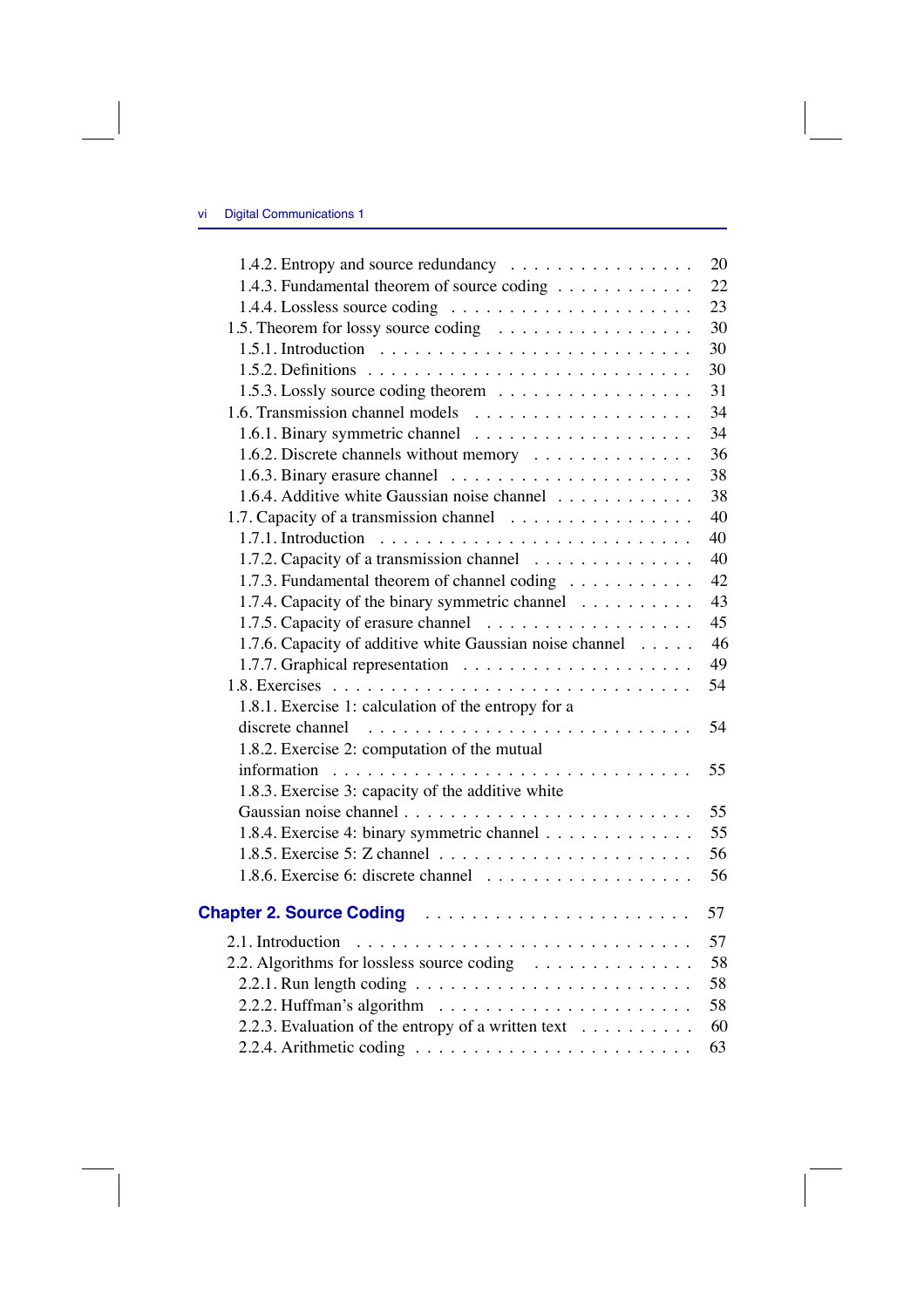1.4.2. Entropy and source redundancy . . . . . . . . . . . . . . . . 20
1.4.3. Fundamental theorem of source coding . . . . . . . . . . . . 22
1.4.4. Lossless source coding . . . . . . . . . . . . . . . . . . . . . 23
1.5. Theorem for lossy source coding . . . . . . . . . . . . . . . . 30
1.5.1. Introduction . . . . . . . . . . . . . . . . . . . . . . . . . . 30
1.5.2. Definitions . . . . . . . . . . . . . . . . . . . . . . . . . . . 30
1.5.3. Lossly source coding theorem . . . . . . . . . . . . . . . . . 31
1.6. Transmission channel models . . . . . . . . . . . . . . . . . . 34
1.6.1. Binary symmetric channel . . . . . . . . . . . . . . . . . . . 34
1.6.2. Discrete channels without memory . . . . . . . . . . . . . . 36
1.6.3. Binary erasure channel . . . . . . . . . . . . . . . . . . . . . 38
1.6.4. Additive white Gaussian noise channel . . . . . . . . . . . . 38
1.7. Capacity of a transmission channel . . . . . . . . . . . . . . . 40
1.7.1. Introduction . . . . . . . . . . . . . . . . . . . . . . . . . . 40
1.7.2. Capacity of a transmission channel . . . . . . . . . . . . . . 40
1.7.3. Fundamental theorem of channel coding . . . . . . . . . . . 42
1.7.4. Capacity of the binary symmetric channel . . . . . . . . . . 43
1.7.5. Capacity of erasure channel . . . . . . . . . . . . . . . . . . 45
1.7.6. Capacity of additive white Gaussian noise channel . . . . . 46
1.7.7. Graphical representation . . . . . . . . . . . . . . . . . . . . 49
1.8. Exercises . . . . . . . . . . . . . . . . . . . . . . . . . . . . . . 54
1.8.1. Exercise 1: calculation of the entropy for a discrete channel . . . . . . . . . . . . . . . . . . . . . . . . . . 54
1.8.2. Exercise 2: computation of the mutual information . . . . . . . . . . . . . . . . . . . . . . . . . . . . . 55
1.8.3. Exercise 3: capacity of the additive white Gaussian noise channel . . . . . . . . . . . . . . . . . . . . . . . . 55
1.8.4. Exercise 4: binary symmetric channel . . . . . . . . . . . . . 55
1.8.5. Exercise 5: Z channel . . . . . . . . . . . . . . . . . . . . . . 56
1.8.6. Exercise 6: discrete channel . . . . . . . . . . . . . . . . . . 56

**Chapter 2. Source Coding** . . . . . . . . . . . . . . . . . . . . . . 57

2.1. Introduction . . . . . . . . . . . . . . . . . . . . . . . . . . . . 57
2.2. Algorithms for lossless source coding . . . . . . . . . . . . . . 58
2.2.1. Run length coding . . . . . . . . . . . . . . . . . . . . . . . 58
2.2.2. Huffman's algorithm . . . . . . . . . . . . . . . . . . . . . . 58
2.2.3. Evaluation of the entropy of a written text . . . . . . . . . . 60
2.2.4. Arithmetic coding . . . . . . . . . . . . . . . . . . . . . . . . 63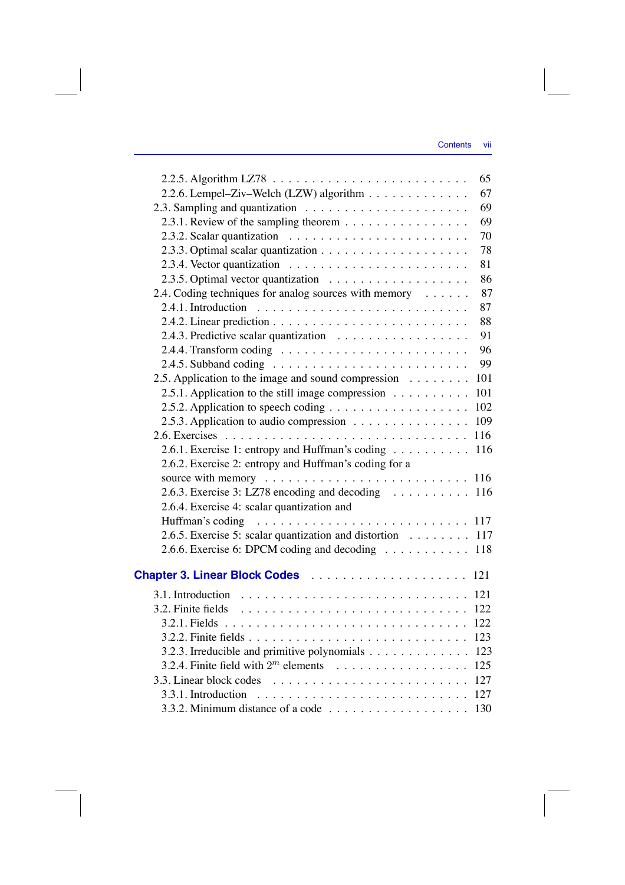2.2.5. Algorithm LZ78 . . . . . . . . . . . . . . . . . . . . . . . . 65
2.2.6. Lempel–Ziv–Welch (LZW) algorithm . . . . . . . . . . . . . 67
2.3. Sampling and quantization . . . . . . . . . . . . . . . . . . . . 69
2.3.1. Review of the sampling theorem . . . . . . . . . . . . . . . 69
2.3.2. Scalar quantization . . . . . . . . . . . . . . . . . . . . . . 70
2.3.3. Optimal scalar quantization . . . . . . . . . . . . . . . . . . 78
2.3.4. Vector quantization . . . . . . . . . . . . . . . . . . . . . . 81
2.3.5. Optimal vector quantization . . . . . . . . . . . . . . . . . 86
2.4. Coding techniques for analog sources with memory . . . . . . 87
2.4.1. Introduction . . . . . . . . . . . . . . . . . . . . . . . . . . 87
2.4.2. Linear prediction . . . . . . . . . . . . . . . . . . . . . . . . 88
2.4.3. Predictive scalar quantization . . . . . . . . . . . . . . . . 91
2.4.4. Transform coding . . . . . . . . . . . . . . . . . . . . . . . 96
2.4.5. Subband coding . . . . . . . . . . . . . . . . . . . . . . . . 99
2.5. Application to the image and sound compression . . . . . . . . 101
2.5.1. Application to the still image compression . . . . . . . . . . 101
2.5.2. Application to speech coding . . . . . . . . . . . . . . . . . 102
2.5.3. Application to audio compression . . . . . . . . . . . . . . 109
2.6. Exercises . . . . . . . . . . . . . . . . . . . . . . . . . . . . . . 116
2.6.1. Exercise 1: entropy and Huffman's coding . . . . . . . . . . 116
2.6.2. Exercise 2: entropy and Huffman's coding for a source with memory . . . . . . . . . . . . . . . . . . . . . . . . 116
2.6.3. Exercise 3: LZ78 encoding and decoding . . . . . . . . . . 116
2.6.4. Exercise 4: scalar quantization and Huffman's coding . . . . . . . . . . . . . . . . . . . . . . . . . 117
2.6.5. Exercise 5: scalar quantization and distortion . . . . . . . . 117
2.6.6. Exercise 6: DPCM coding and decoding . . . . . . . . . . . 118

**Chapter 3. Linear Block Codes** . . . . . . . . . . . . . . . . . . . 121

3.1. Introduction . . . . . . . . . . . . . . . . . . . . . . . . . . . . 121
3.2. Finite fields . . . . . . . . . . . . . . . . . . . . . . . . . . . . 122
3.2.1. Fields . . . . . . . . . . . . . . . . . . . . . . . . . . . . . . 122
3.2.2. Finite fields . . . . . . . . . . . . . . . . . . . . . . . . . . . 123
3.2.3. Irreducible and primitive polynomials . . . . . . . . . . . . 123
3.2.4. Finite field with $2^m$ elements . . . . . . . . . . . . . . . . 125
3.3. Linear block codes . . . . . . . . . . . . . . . . . . . . . . . . 127
3.3.1. Introduction . . . . . . . . . . . . . . . . . . . . . . . . . . 127
3.3.2. Minimum distance of a code . . . . . . . . . . . . . . . . . 130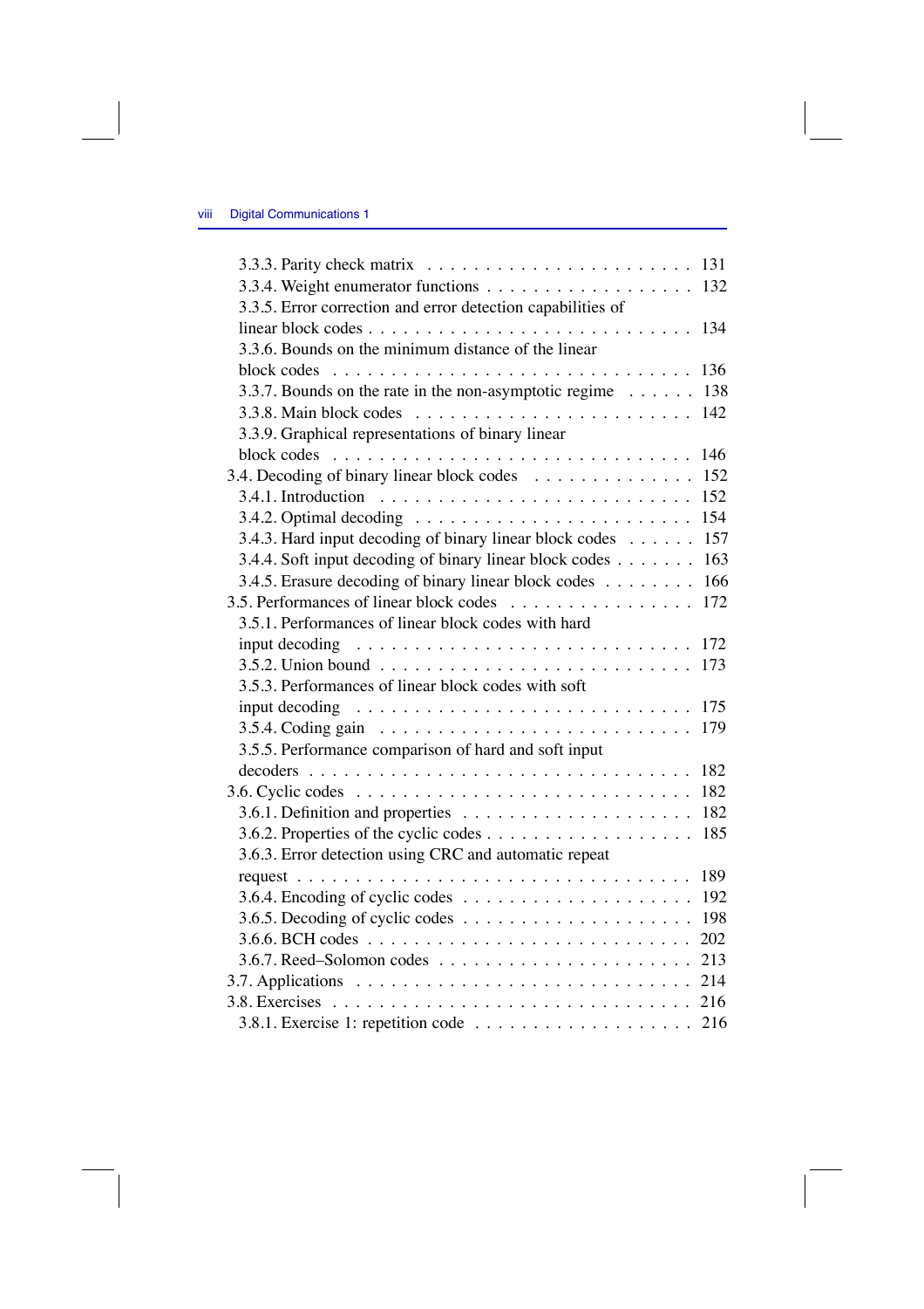3.3.3. Parity check matrix . . . . . . . . . . . . . . . . . . . . . . 131
3.3.4. Weight enumerator functions . . . . . . . . . . . . . . . . . . 132
3.3.5. Error correction and error detection capabilities of linear block codes . . . . . . . . . . . . . . . . . . . . . . . . . 134
3.3.6. Bounds on the minimum distance of the linear block codes . . . . . . . . . . . . . . . . . . . . . . . . . . . . 136
3.3.7. Bounds on the rate in the non-asymptotic regime . . . . . . 138
3.3.8. Main block codes . . . . . . . . . . . . . . . . . . . . . . . 142
3.3.9. Graphical representations of binary linear block codes . . . . . . . . . . . . . . . . . . . . . . . . . . . . 146
3.4. Decoding of binary linear block codes . . . . . . . . . . . . . . 152
3.4.1. Introduction . . . . . . . . . . . . . . . . . . . . . . . . . 152
3.4.2. Optimal decoding . . . . . . . . . . . . . . . . . . . . . . . 154
3.4.3. Hard input decoding of binary linear block codes . . . . . . 157
3.4.4. Soft input decoding of binary linear block codes . . . . . . . 163
3.4.5. Erasure decoding of binary linear block codes . . . . . . . . 166
3.5. Performances of linear block codes . . . . . . . . . . . . . . . . 172
3.5.1. Performances of linear block codes with hard input decoding . . . . . . . . . . . . . . . . . . . . . . . . . . . 172
3.5.2. Union bound . . . . . . . . . . . . . . . . . . . . . . . . . 173
3.5.3. Performances of linear block codes with soft input decoding . . . . . . . . . . . . . . . . . . . . . . . . . . . 175
3.5.4. Coding gain . . . . . . . . . . . . . . . . . . . . . . . . . 179
3.5.5. Performance comparison of hard and soft input decoders . . . . . . . . . . . . . . . . . . . . . . . . . . . . . . 182
3.6. Cyclic codes . . . . . . . . . . . . . . . . . . . . . . . . . . . 182
3.6.1. Definition and properties . . . . . . . . . . . . . . . . . . . 182
3.6.2. Properties of the cyclic codes . . . . . . . . . . . . . . . . . 185
3.6.3. Error detection using CRC and automatic repeat request . . . . . . . . . . . . . . . . . . . . . . . . . . . . . . 189
3.6.4. Encoding of cyclic codes . . . . . . . . . . . . . . . . . . . 192
3.6.5. Decoding of cyclic codes . . . . . . . . . . . . . . . . . . . 198
3.6.6. BCH codes . . . . . . . . . . . . . . . . . . . . . . . . . . 202
3.6.7. Reed–Solomon codes . . . . . . . . . . . . . . . . . . . . . 213
3.7. Applications . . . . . . . . . . . . . . . . . . . . . . . . . . . 214
3.8. Exercises . . . . . . . . . . . . . . . . . . . . . . . . . . . . . 216
3.8.1. Exercise 1: repetition code . . . . . . . . . . . . . . . . . . 216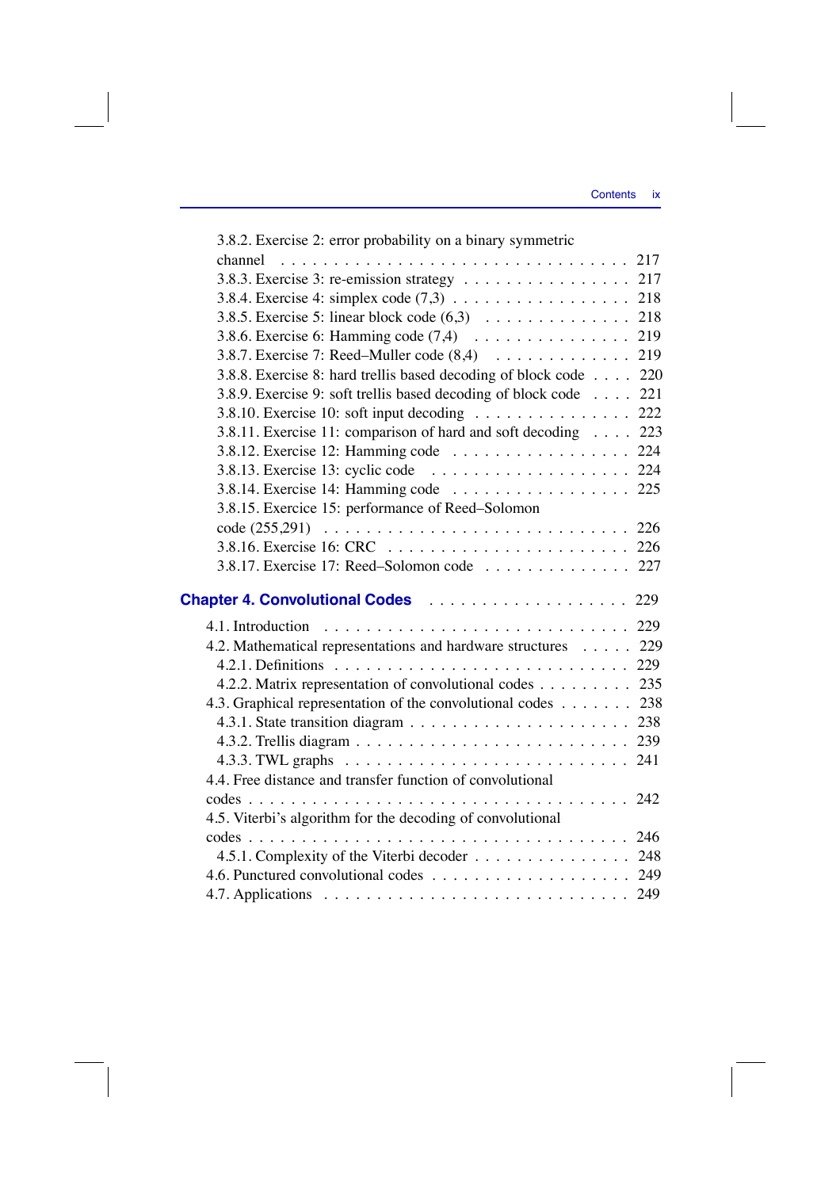3.8.2. Exercise 2: error probability on a binary symmetric channel . . . . . . . . . . 217
3.8.3. Exercise 3: re-emission strategy . . . . . . . . . . 217
3.8.4. Exercise 4: simplex code (7,3) . . . . . . . . . . 218
3.8.5. Exercise 5: linear block code (6,3) . . . . . . . . . . 218
3.8.6. Exercise 6: Hamming code (7,4) . . . . . . . . . . 219
3.8.7. Exercise 7: Reed–Muller code (8,4) . . . . . . . . . . 219
3.8.8. Exercise 8: hard trellis based decoding of block code . . . . 220
3.8.9. Exercise 9: soft trellis based decoding of block code . . . . 221
3.8.10. Exercise 10: soft input decoding . . . . . . . . . . 222
3.8.11. Exercise 11: comparison of hard and soft decoding . . . . 223
3.8.12. Exercise 12: Hamming code . . . . . . . . . . 224
3.8.13. Exercise 13: cyclic code . . . . . . . . . . 224
3.8.14. Exercise 14: Hamming code . . . . . . . . . . 225
3.8.15. Exercice 15: performance of Reed–Solomon code (255,291) . . . . . . . . . . 226
3.8.16. Exercise 16: CRC . . . . . . . . . . 226
3.8.17. Exercise 17: Reed–Solomon code . . . . . . . . . . 227

**Chapter 4. Convolutional Codes** . . . . . . . . . . 229

4.1. Introduction . . . . . . . . . . 229
4.2. Mathematical representations and hardware structures . . . . . 229
4.2.1. Definitions . . . . . . . . . . 229
4.2.2. Matrix representation of convolutional codes . . . . . . . . . 235
4.3. Graphical representation of the convolutional codes . . . . . . . 238
4.3.1. State transition diagram . . . . . . . . . . 238
4.3.2. Trellis diagram . . . . . . . . . . 239
4.3.3. TWL graphs . . . . . . . . . . 241
4.4. Free distance and transfer function of convolutional codes . . . . . . . . . . 242
4.5. Viterbi's algorithm for the decoding of convolutional codes . . . . . . . . . . 246
4.5.1. Complexity of the Viterbi decoder . . . . . . . . . . 248
4.6. Punctured convolutional codes . . . . . . . . . . 249
4.7. Applications . . . . . . . . . . 249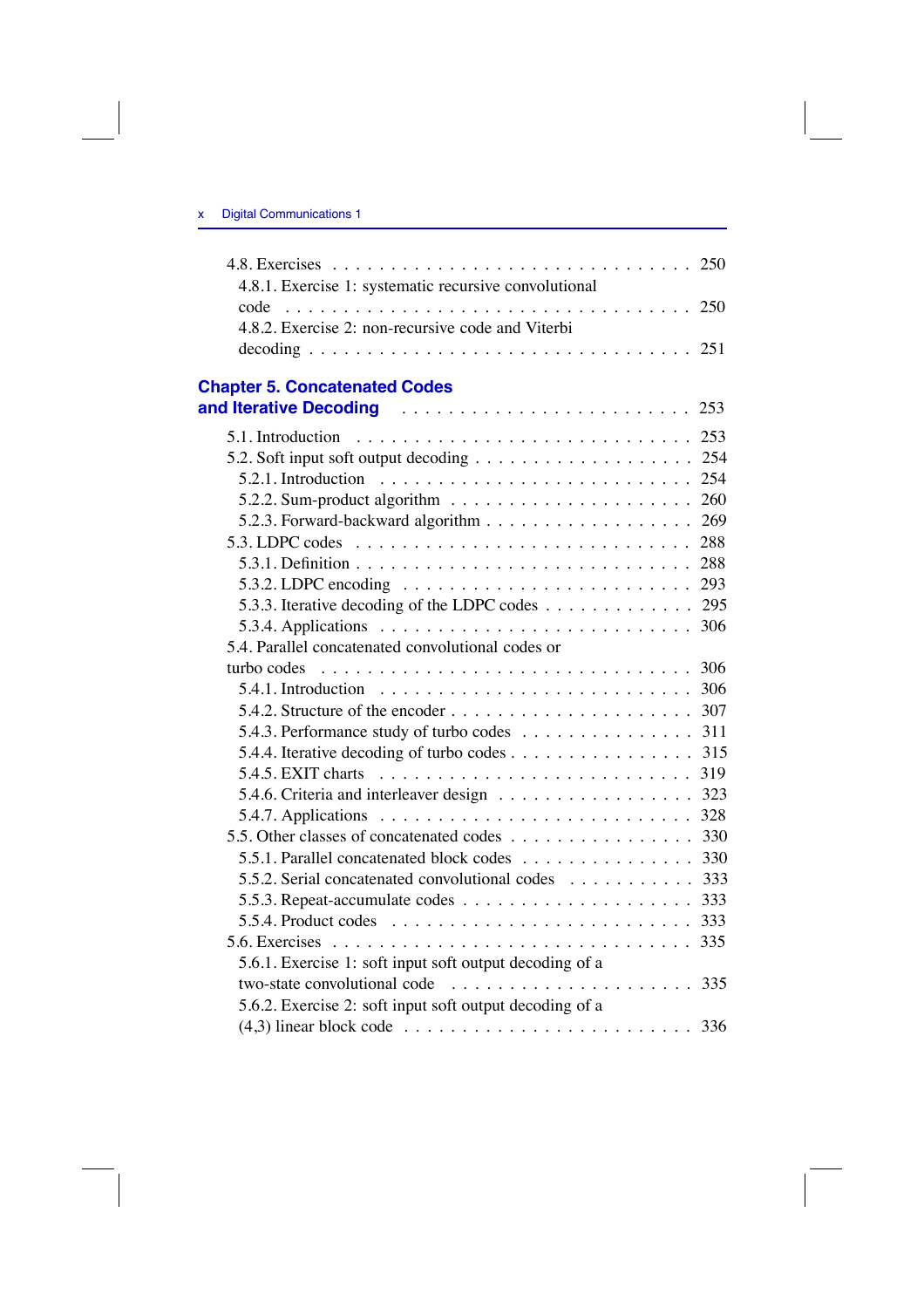4.8. Exercises . . . . . . . . . . . . . . . . . . . . . . . . . . . . . . 250

4.8.1. Exercise 1: systematic recursive convolutional code . . . . . . . . . . . . . . . . . . . . . . . . . . . . . . . . . 250

4.8.2. Exercise 2: non-recursive code and Viterbi decoding . . . . . . . . . . . . . . . . . . . . . . . . . . . . . 251

## Chapter 5. Concatenated Codes and Iterative Decoding . . . . . . . . . . . . . . . . . . . . . . . 253

5.1. Introduction . . . . . . . . . . . . . . . . . . . . . . . . . . . 253

5.2. Soft input soft output decoding . . . . . . . . . . . . . . . . . . 254

5.2.1. Introduction . . . . . . . . . . . . . . . . . . . . . . . . 254

5.2.2. Sum-product algorithm . . . . . . . . . . . . . . . . . . . 260

5.2.3. Forward-backward algorithm . . . . . . . . . . . . . . . . 269

5.3. LDPC codes . . . . . . . . . . . . . . . . . . . . . . . . . . . 288

5.3.1. Definition . . . . . . . . . . . . . . . . . . . . . . . . . . 288

5.3.2. LDPC encoding . . . . . . . . . . . . . . . . . . . . . . . 293

5.3.3. Iterative decoding of the LDPC codes . . . . . . . . . . . . . 295

5.3.4. Applications . . . . . . . . . . . . . . . . . . . . . . . . 306

5.4. Parallel concatenated convolutional codes or turbo codes . . . . . . . . . . . . . . . . . . . . . . . . . . . . . 306

5.4.1. Introduction . . . . . . . . . . . . . . . . . . . . . . . . 306

5.4.2. Structure of the encoder . . . . . . . . . . . . . . . . . . . 307

5.4.3. Performance study of turbo codes . . . . . . . . . . . . . . . 311

5.4.4. Iterative decoding of turbo codes . . . . . . . . . . . . . . . 315

5.4.5. EXIT charts . . . . . . . . . . . . . . . . . . . . . . . . 319

5.4.6. Criteria and interleaver design . . . . . . . . . . . . . . . . 323

5.4.7. Applications . . . . . . . . . . . . . . . . . . . . . . . . 328

5.5. Other classes of concatenated codes . . . . . . . . . . . . . . . . 330

5.5.1. Parallel concatenated block codes . . . . . . . . . . . . . . 330

5.5.2. Serial concatenated convolutional codes . . . . . . . . . . . 333

5.5.3. Repeat-accumulate codes . . . . . . . . . . . . . . . . . . 333

5.5.4. Product codes . . . . . . . . . . . . . . . . . . . . . . . 333

5.6. Exercises . . . . . . . . . . . . . . . . . . . . . . . . . . . . . 335

5.6.1. Exercise 1: soft input soft output decoding of a two-state convolutional code . . . . . . . . . . . . . . . . . . . . . 335

5.6.2. Exercise 2: soft input soft output decoding of a (4,3) linear block code . . . . . . . . . . . . . . . . . . . . . . 336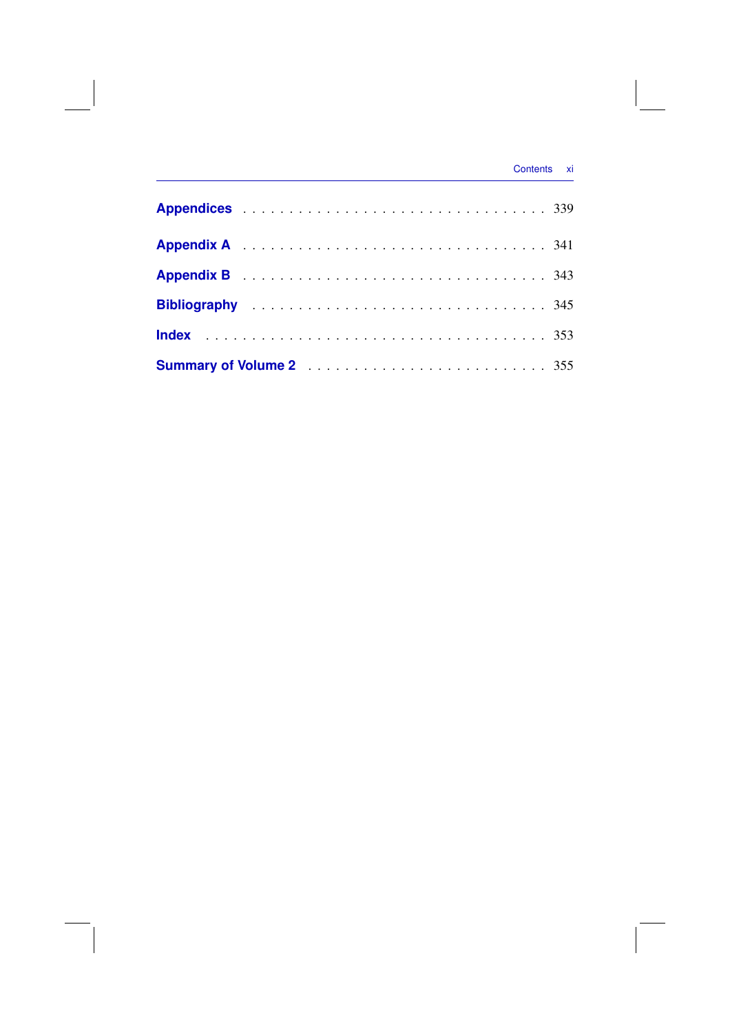**Appendices** . . . . . . . . . . . . . . . . . . . . . . . . . . . . . . . . 339

**Appendix A** . . . . . . . . . . . . . . . . . . . . . . . . . . . . . . . . 341

**Appendix B** . . . . . . . . . . . . . . . . . . . . . . . . . . . . . . . . 343

**Bibliography** . . . . . . . . . . . . . . . . . . . . . . . . . . . . . . . 345

**Index** . . . . . . . . . . . . . . . . . . . . . . . . . . . . . . . . . . . 353

**Summary of Volume 2** . . . . . . . . . . . . . . . . . . . . . . . . . 355